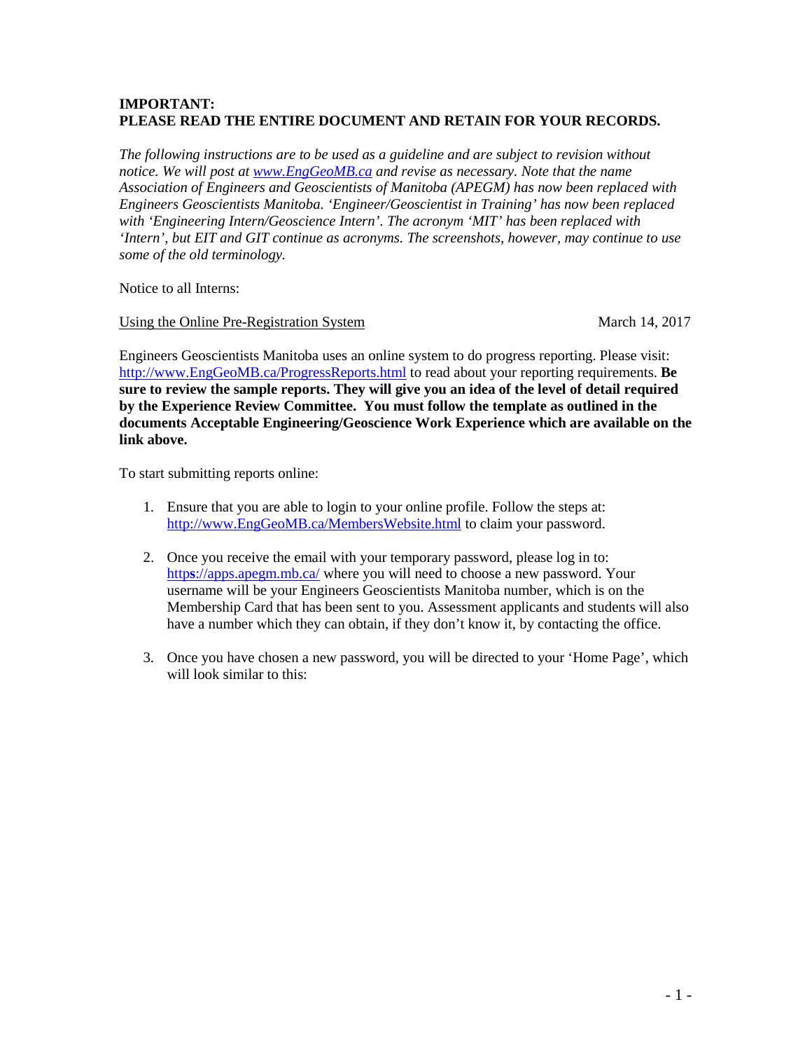**IMPORTANT:**
**PLEASE READ THE ENTIRE DOCUMENT AND RETAIN FOR YOUR RECORDS.**

*The following instructions are to be used as a guideline and are subject to revision without notice. We will post at [www.EngGeoMB.ca](http://www.EngGeoMB.ca) and revise as necessary. Note that the name Association of Engineers and Geoscientists of Manitoba (APEGM) has now been replaced with Engineers Geoscientists Manitoba. 'Engineer/Geoscientist in Training' has now been replaced with 'Engineering Intern/Geoscience Intern'. The acronym 'MIT' has been replaced with 'Intern', but EIT and GIT continue as acronyms. The screenshots, however, may continue to use some of the old terminology.*

Notice to all Interns:

Using the Online Pre-Registration System — March 14, 2017

Engineers Geoscientists Manitoba uses an online system to do progress reporting. Please visit: [http://www.EngGeoMB.ca/ProgressReports.html](http://www.EngGeoMB.ca/ProgressReports.html) to read about your reporting requirements. **Be sure to review the sample reports. They will give you an idea of the level of detail required by the Experience Review Committee. You must follow the template as outlined in the documents Acceptable Engineering/Geoscience Work Experience which are available on the link above.**

To start submitting reports online:

1. Ensure that you are able to login to your online profile. Follow the steps at: [http://www.EngGeoMB.ca/MembersWebsite.html](http://www.EngGeoMB.ca/MembersWebsite.html) to claim your password.

2. Once you receive the email with your temporary password, please log in to: [http**s**://apps.apegm.mb.ca/](https://apps.apegm.mb.ca/) where you will need to choose a new password. Your username will be your Engineers Geoscientists Manitoba number, which is on the Membership Card that has been sent to you. Assessment applicants and students will also have a number which they can obtain, if they don't know it, by contacting the office.

3. Once you have chosen a new password, you will be directed to your 'Home Page', which will look similar to this: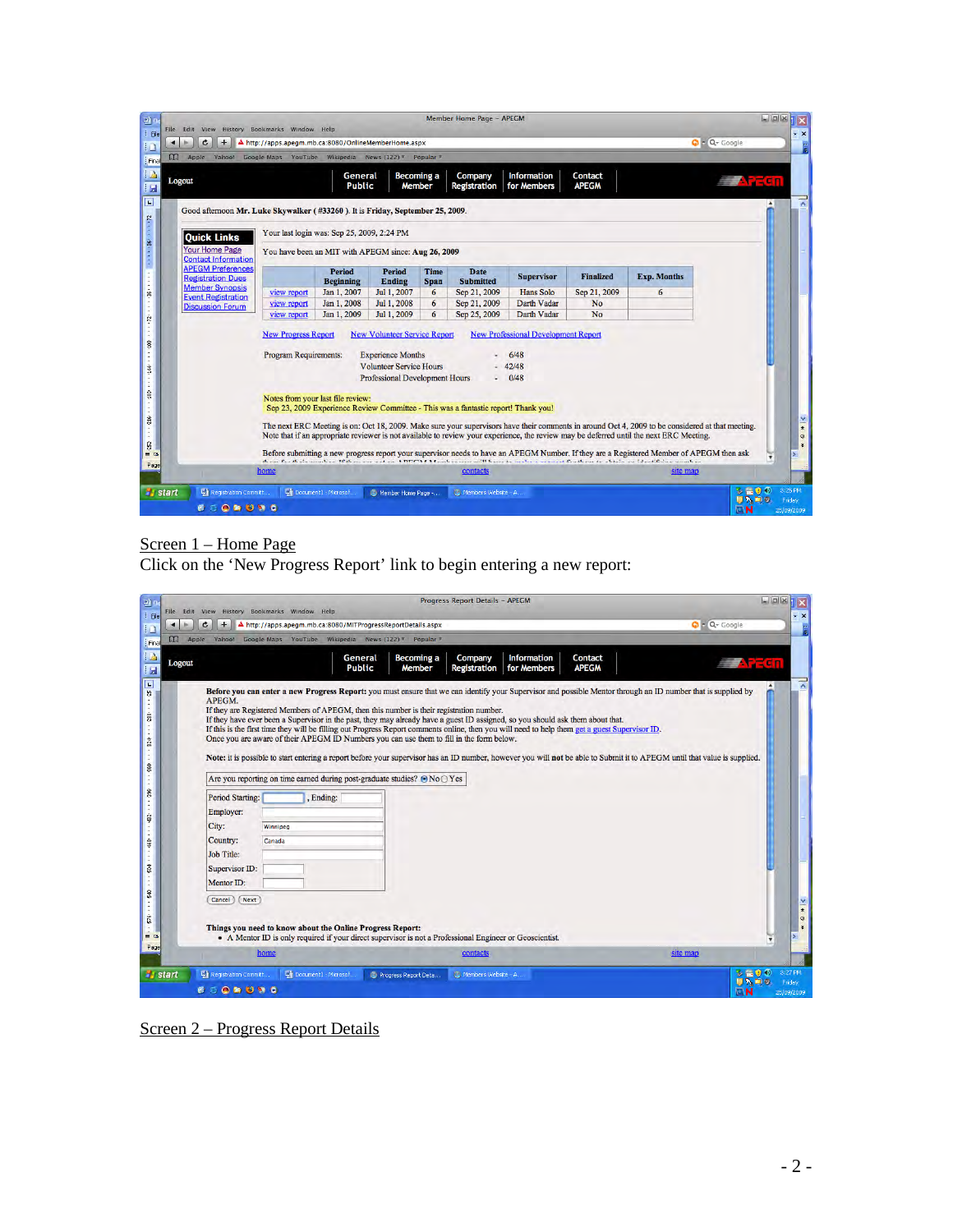Screen 1 – Home Page

Click on the 'New Progress Report' link to begin entering a new report:

Screen 2 – Progress Report Details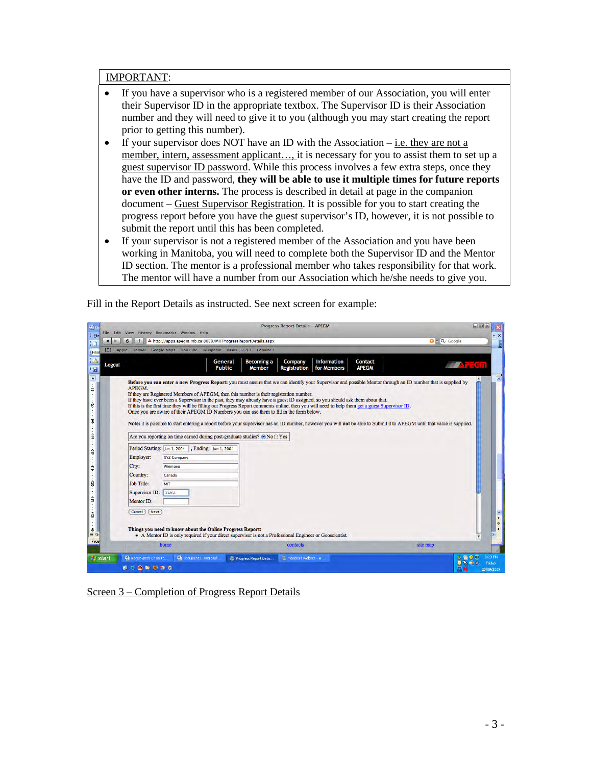| IMPORTANT: |
|---|
| • If you have a supervisor who is a registered member of our Association, you will enter their Supervisor ID in the appropriate textbox. The Supervisor ID is their Association number and they will need to give it to you (although you may start creating the report prior to getting this number).<br>• If your supervisor does NOT have an ID with the Association – i.e. they are not a member, intern, assessment applicant…, it is necessary for you to assist them to set up a guest supervisor ID password. While this process involves a few extra steps, once they have the ID and password, **they will be able to use it multiple times for future reports or even other interns.** The process is described in detail at page in the companion document – Guest Supervisor Registration. It is possible for you to start creating the progress report before you have the guest supervisor's ID, however, it is not possible to submit the report until this has been completed.<br>• If your supervisor is not a registered member of the Association and you have been working in Manitoba, you will need to complete both the Supervisor ID and the Mentor ID section. The mentor is a professional member who takes responsibility for that work. The mentor will have a number from our Association which he/she needs to give you. |

Fill in the Report Details as instructed. See next screen for example:

Screen 3 – Completion of Progress Report Details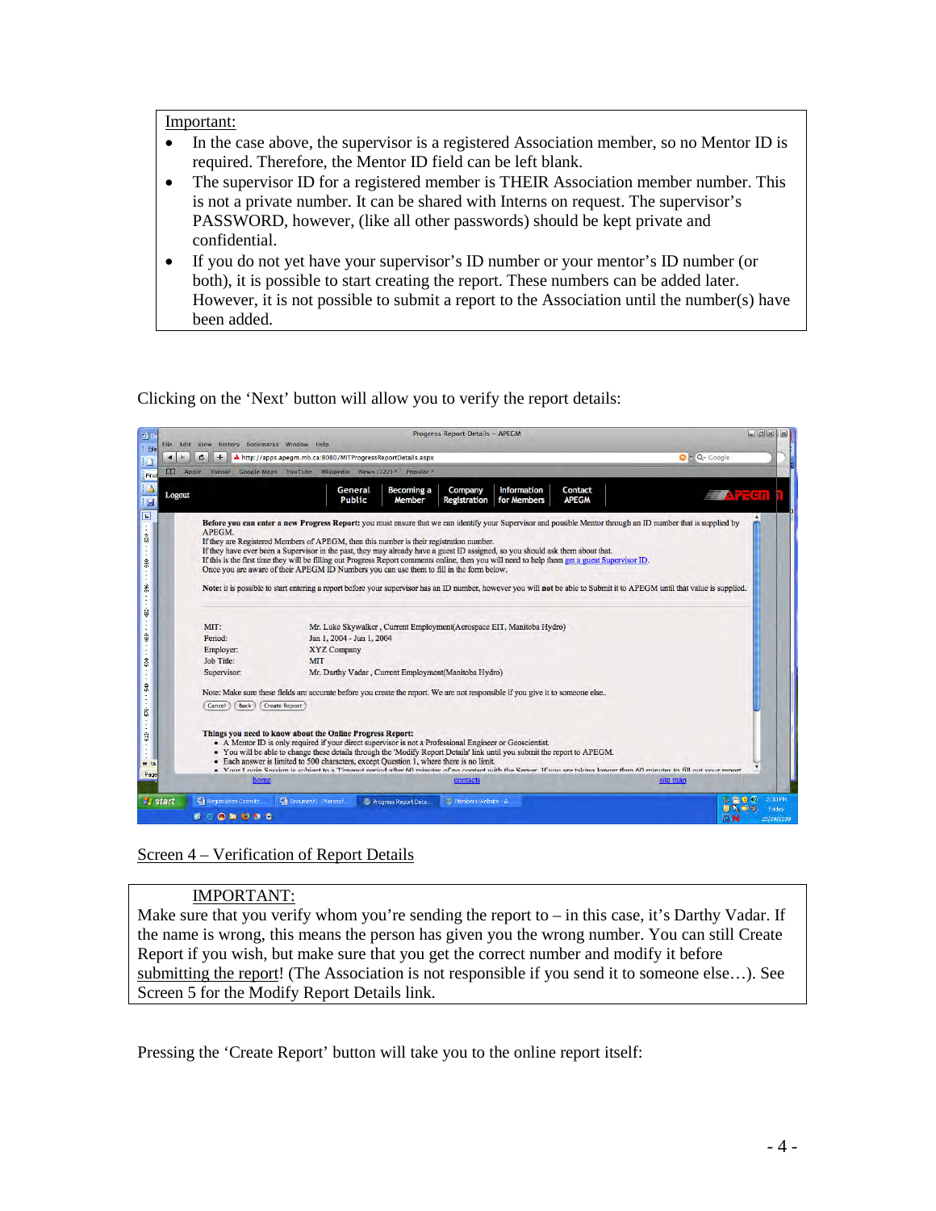Important:

- In the case above, the supervisor is a registered Association member, so no Mentor ID is required. Therefore, the Mentor ID field can be left blank.
- The supervisor ID for a registered member is THEIR Association member number. This is not a private number. It can be shared with Interns on request. The supervisor's PASSWORD, however, (like all other passwords) should be kept private and confidential.
- If you do not yet have your supervisor's ID number or your mentor's ID number (or both), it is possible to start creating the report. These numbers can be added later. However, it is not possible to submit a report to the Association until the number(s) have been added.

Clicking on the 'Next' button will allow you to verify the report details:

Screen 4 – Verification of Report Details

IMPORTANT:

Make sure that you verify whom you're sending the report to – in this case, it's Darthy Vadar. If the name is wrong, this means the person has given you the wrong number. You can still Create Report if you wish, but make sure that you get the correct number and modify it before submitting the report! (The Association is not responsible if you send it to someone else…). See Screen 5 for the Modify Report Details link.

Pressing the 'Create Report' button will take you to the online report itself: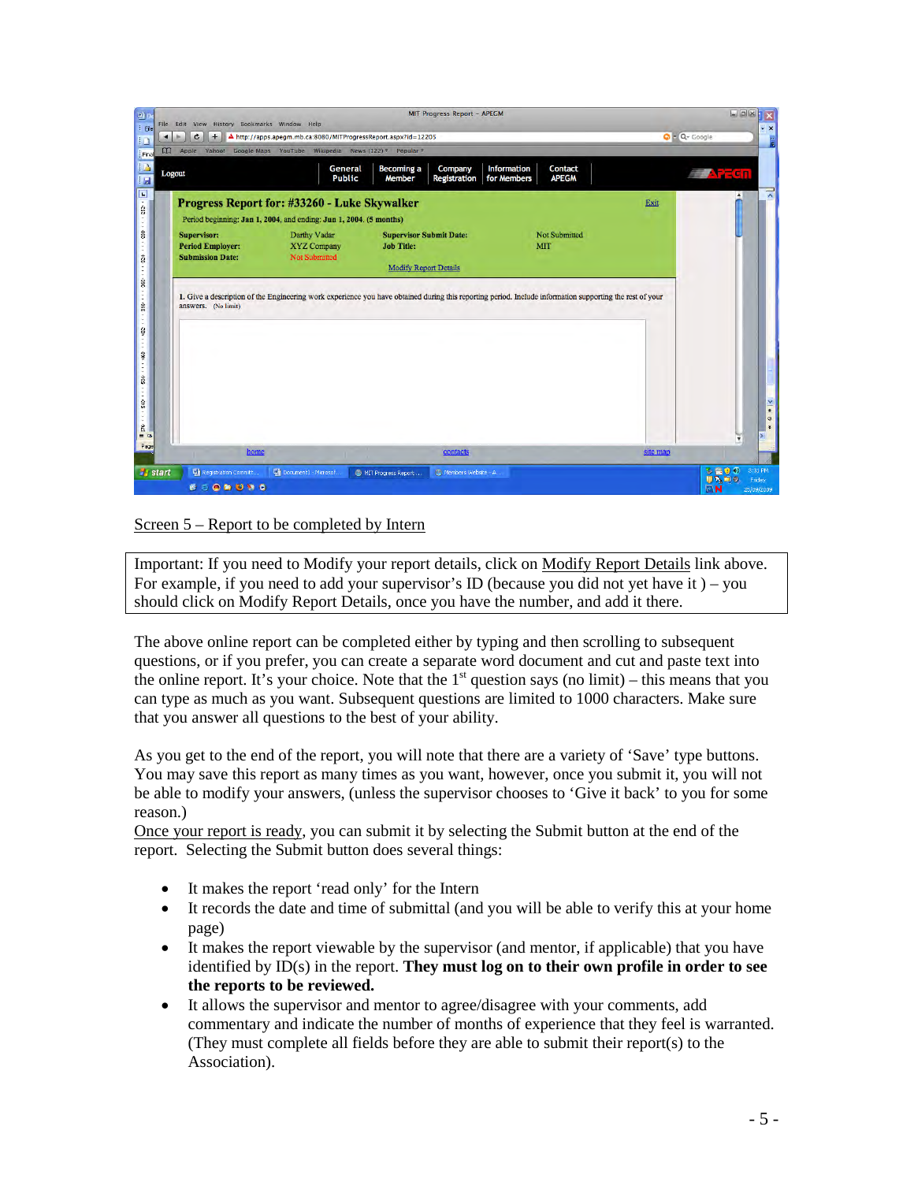Screen 5 – Report to be completed by Intern

Important: If you need to Modify your report details, click on Modify Report Details link above. For example, if you need to add your supervisor's ID (because you did not yet have it ) – you should click on Modify Report Details, once you have the number, and add it there.

The above online report can be completed either by typing and then scrolling to subsequent questions, or if you prefer, you can create a separate word document and cut and paste text into the online report. It's your choice. Note that the 1st question says (no limit) – this means that you can type as much as you want. Subsequent questions are limited to 1000 characters. Make sure that you answer all questions to the best of your ability.

As you get to the end of the report, you will note that there are a variety of 'Save' type buttons. You may save this report as many times as you want, however, once you submit it, you will not be able to modify your answers, (unless the supervisor chooses to 'Give it back' to you for some reason.)
Once your report is ready, you can submit it by selecting the Submit button at the end of the report. Selecting the Submit button does several things:

- It makes the report 'read only' for the Intern
- It records the date and time of submittal (and you will be able to verify this at your home page)
- It makes the report viewable by the supervisor (and mentor, if applicable) that you have identified by ID(s) in the report. **They must log on to their own profile in order to see the reports to be reviewed.**
- It allows the supervisor and mentor to agree/disagree with your comments, add commentary and indicate the number of months of experience that they feel is warranted. (They must complete all fields before they are able to submit their report(s) to the Association).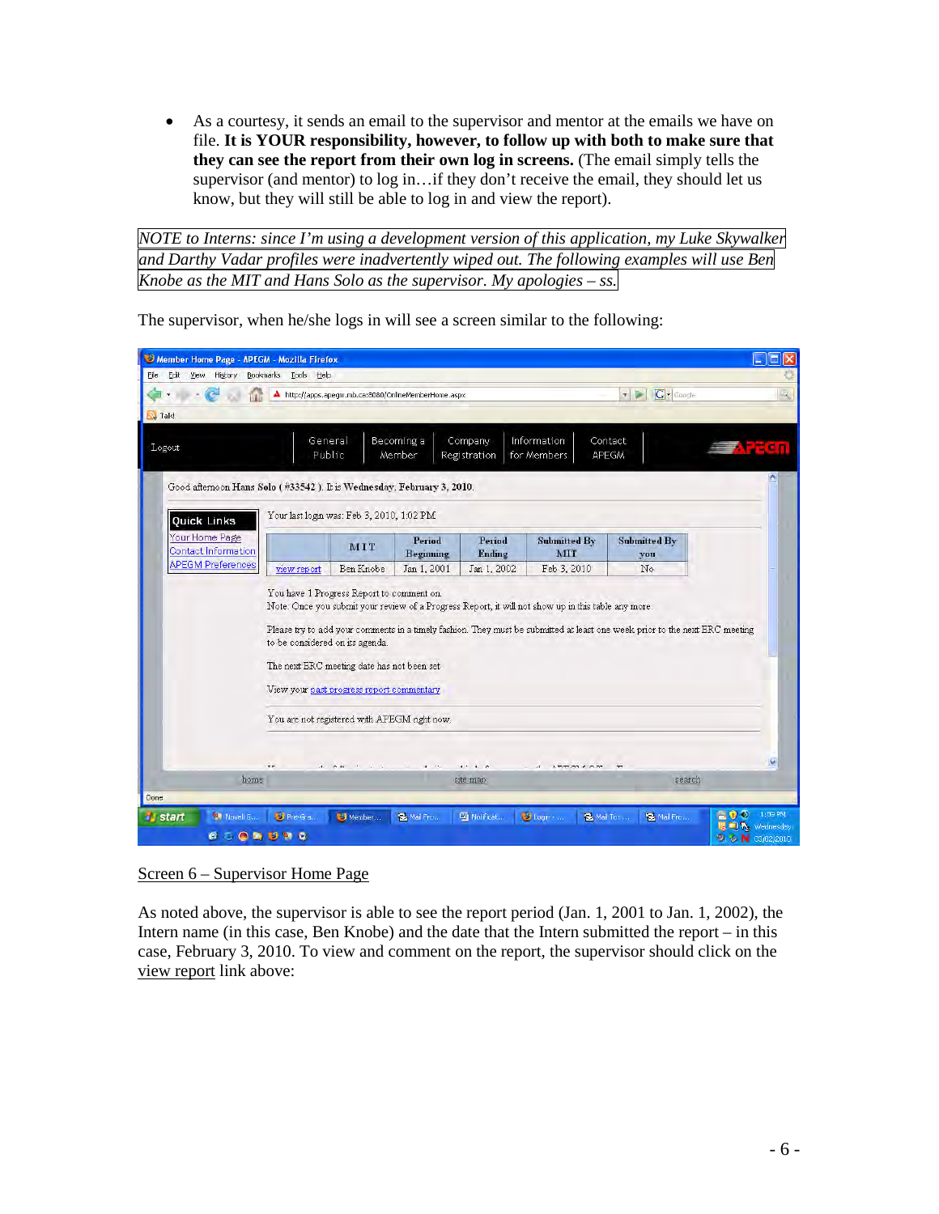- As a courtesy, it sends an email to the supervisor and mentor at the emails we have on file. **It is YOUR responsibility, however, to follow up with both to make sure that they can see the report from their own log in screens.** (The email simply tells the supervisor (and mentor) to log in…if they don't receive the email, they should let us know, but they will still be able to log in and view the report).

*NOTE to Interns: since I'm using a development version of this application, my Luke Skywalker and Darthy Vadar profiles were inadvertently wiped out. The following examples will use Ben Knobe as the MIT and Hans Solo as the supervisor. My apologies – ss.*

The supervisor, when he/she logs in will see a screen similar to the following:

Screen 6 – Supervisor Home Page

As noted above, the supervisor is able to see the report period (Jan. 1, 2001 to Jan. 1, 2002), the Intern name (in this case, Ben Knobe) and the date that the Intern submitted the report – in this case, February 3, 2010. To view and comment on the report, the supervisor should click on the view report link above: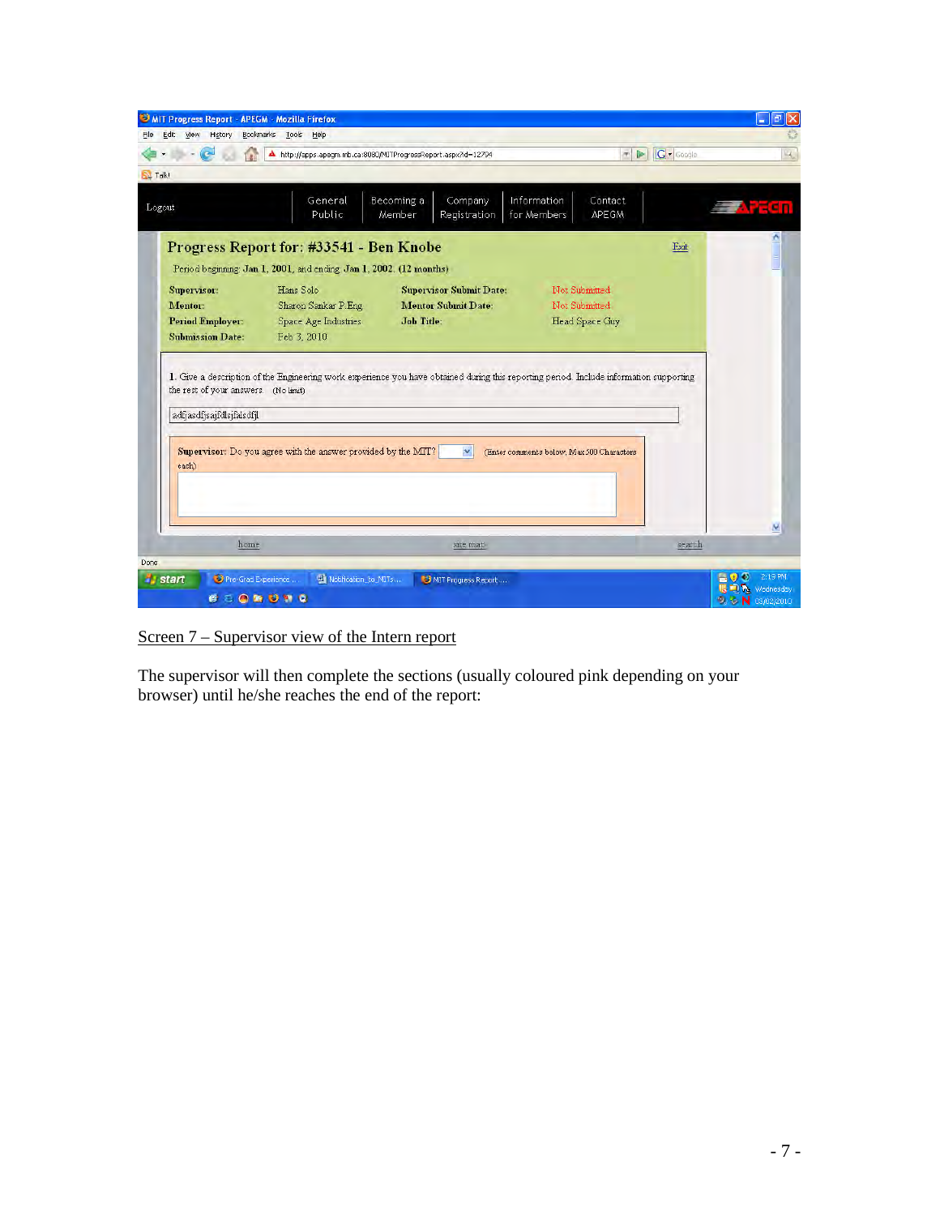Screen 7 – Supervisor view of the Intern report

The supervisor will then complete the sections (usually coloured pink depending on your browser) until he/she reaches the end of the report: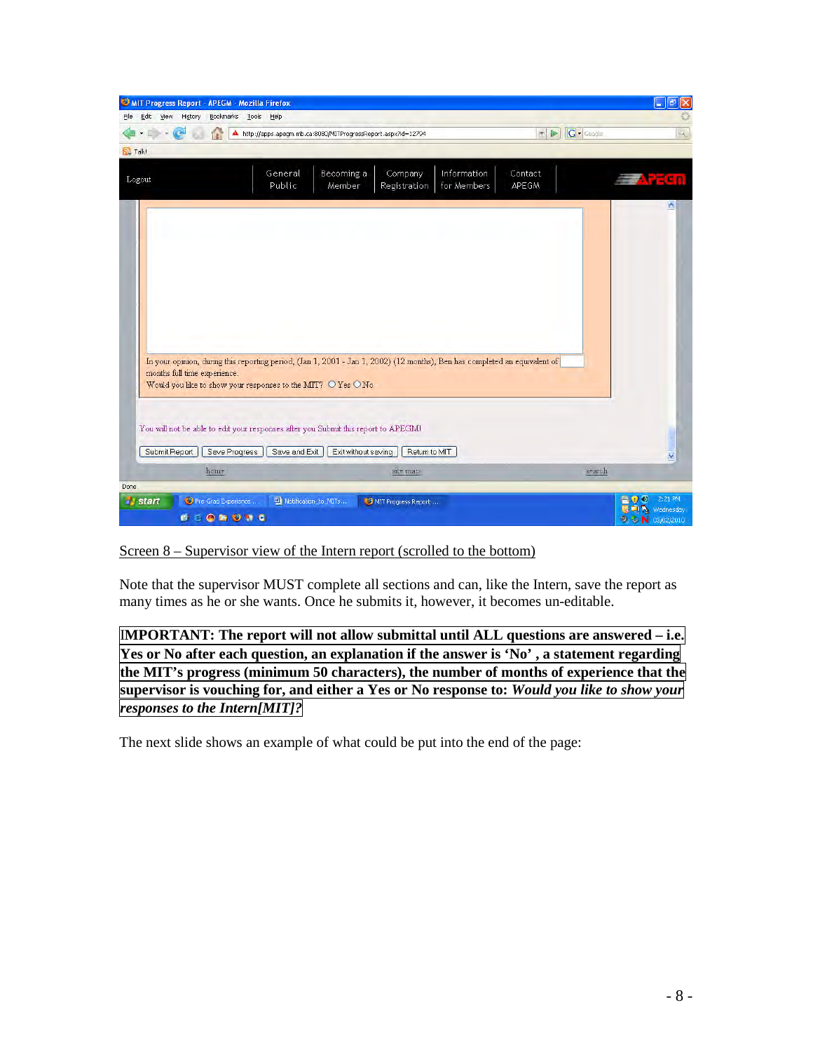Screen 8 – Supervisor view of the Intern report (scrolled to the bottom)

Note that the supervisor MUST complete all sections and can, like the Intern, save the report as many times as he or she wants. Once he submits it, however, it becomes un-editable.

**IMPORTANT: The report will not allow submittal until ALL questions are answered – i.e. Yes or No after each question, an explanation if the answer is 'No' , a statement regarding the MIT's progress (minimum 50 characters), the number of months of experience that the supervisor is vouching for, and either a Yes or No response to:** ***Would you like to show your responses to the Intern[MIT]?***

The next slide shows an example of what could be put into the end of the page: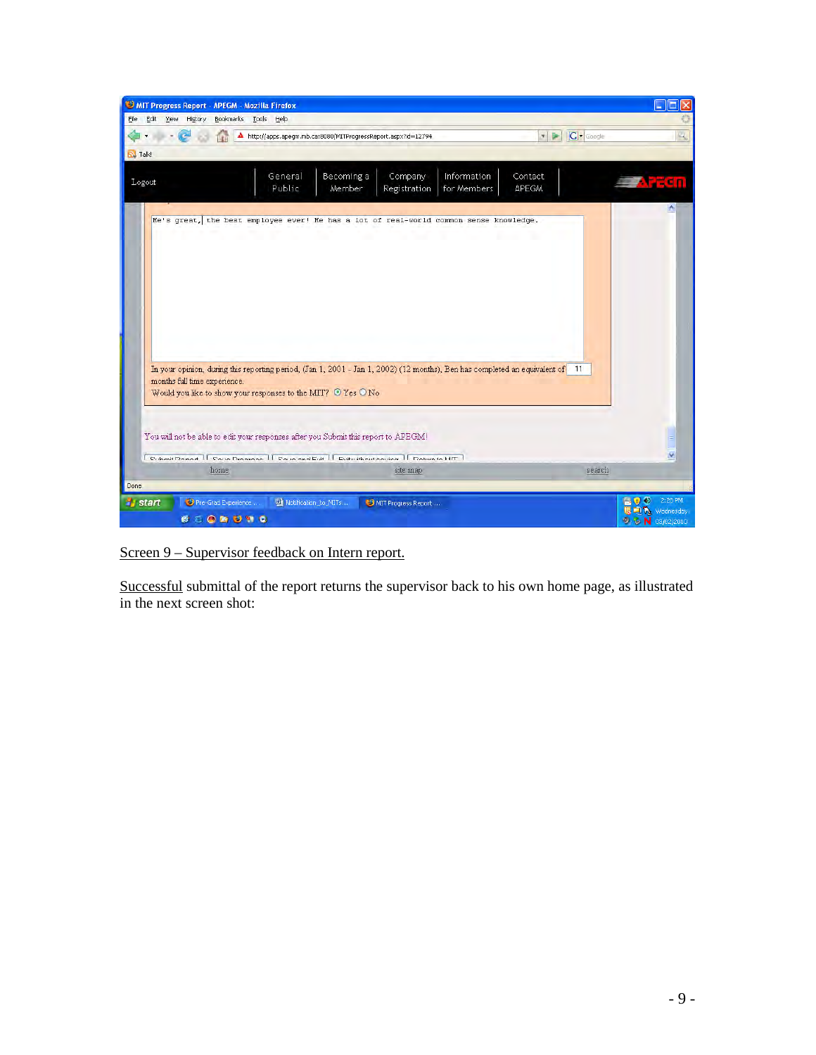Screen 9 – Supervisor feedback on Intern report.

Successful submittal of the report returns the supervisor back to his own home page, as illustrated in the next screen shot: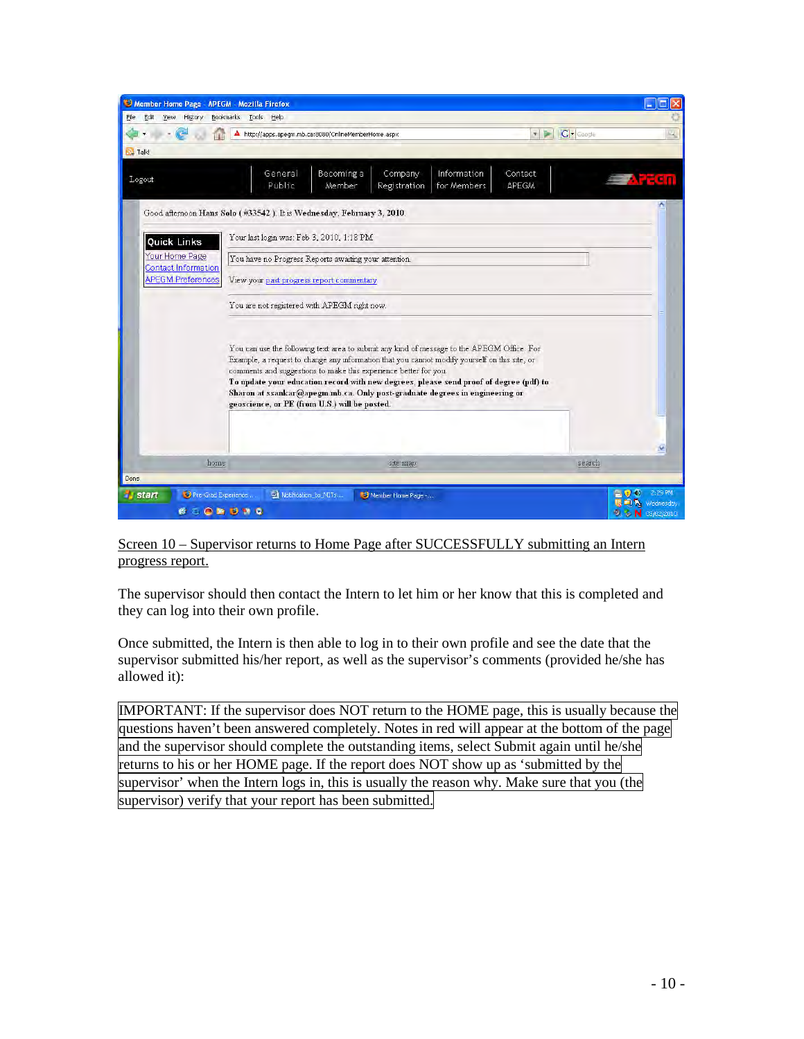Screen 10 – Supervisor returns to Home Page after SUCCESSFULLY submitting an Intern progress report.

The supervisor should then contact the Intern to let him or her know that this is completed and they can log into their own profile.

Once submitted, the Intern is then able to log in to their own profile and see the date that the supervisor submitted his/her report, as well as the supervisor's comments (provided he/she has allowed it):

IMPORTANT: If the supervisor does NOT return to the HOME page, this is usually because the questions haven't been answered completely. Notes in red will appear at the bottom of the page and the supervisor should complete the outstanding items, select Submit again until he/she returns to his or her HOME page. If the report does NOT show up as 'submitted by the supervisor' when the Intern logs in, this is usually the reason why. Make sure that you (the supervisor) verify that your report has been submitted.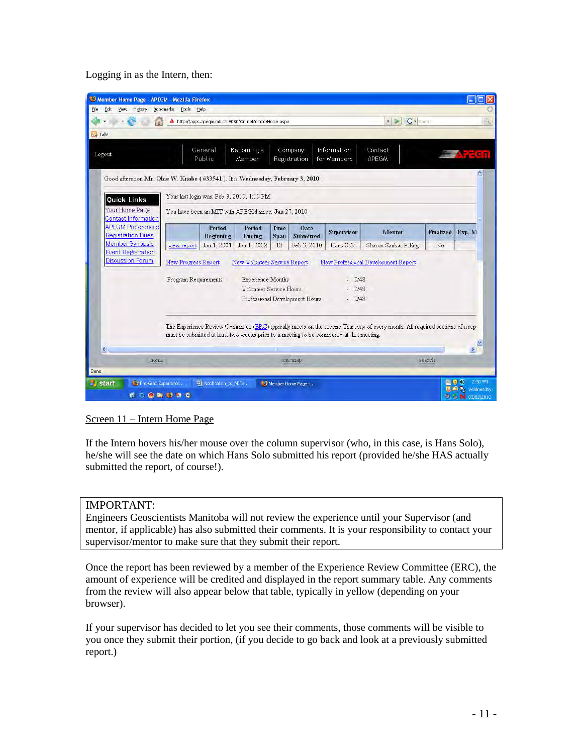Logging in as the Intern, then:

Screen 11 – Intern Home Page

If the Intern hovers his/her mouse over the column supervisor (who, in this case, is Hans Solo), he/she will see the date on which Hans Solo submitted his report (provided he/she HAS actually submitted the report, of course!).

IMPORTANT:
Engineers Geoscientists Manitoba will not review the experience until your Supervisor (and mentor, if applicable) has also submitted their comments. It is your responsibility to contact your supervisor/mentor to make sure that they submit their report.

Once the report has been reviewed by a member of the Experience Review Committee (ERC), the amount of experience will be credited and displayed in the report summary table. Any comments from the review will also appear below that table, typically in yellow (depending on your browser).

If your supervisor has decided to let you see their comments, those comments will be visible to you once they submit their portion, (if you decide to go back and look at a previously submitted report.)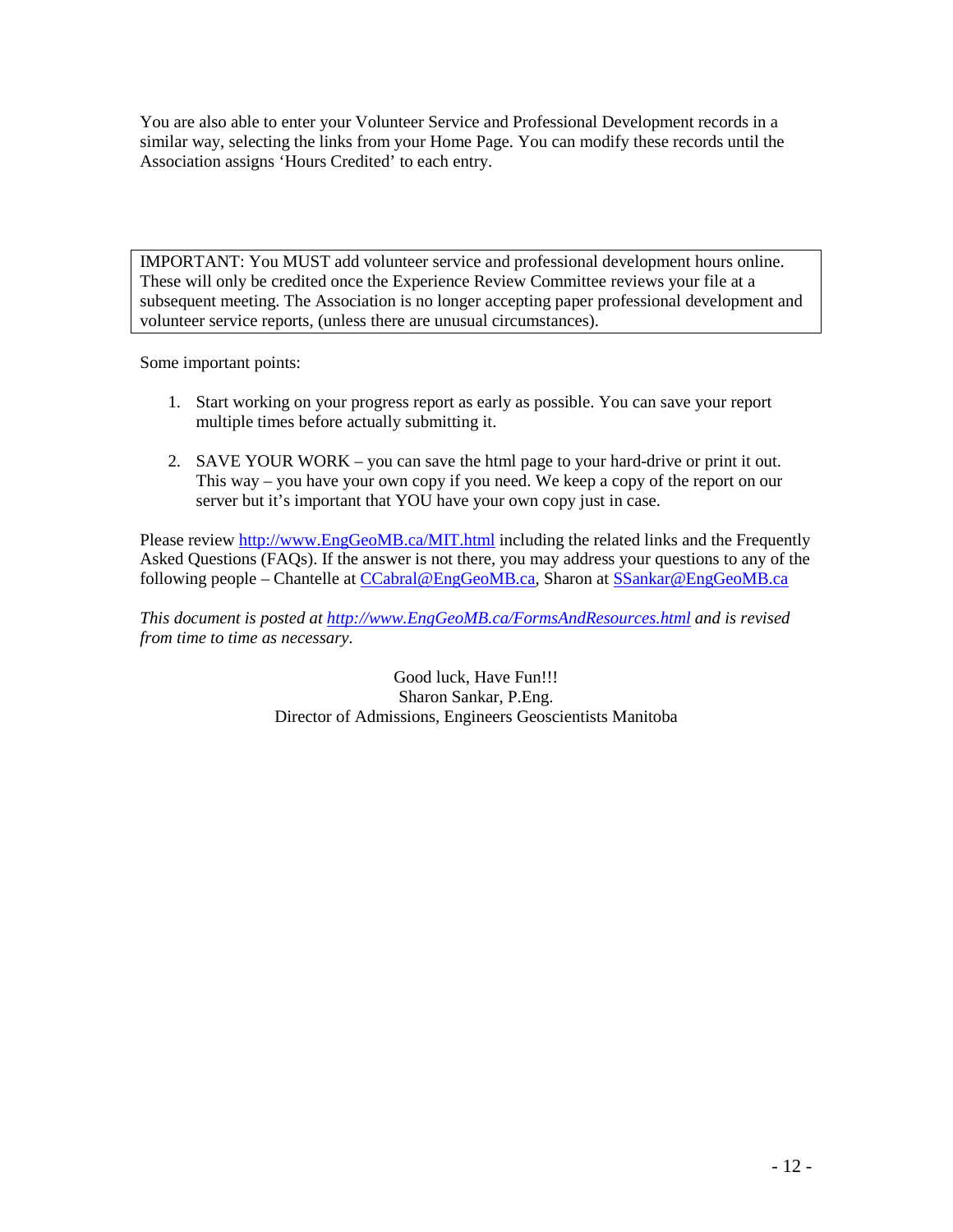You are also able to enter your Volunteer Service and Professional Development records in a similar way, selecting the links from your Home Page. You can modify these records until the Association assigns 'Hours Credited' to each entry.

> IMPORTANT: You MUST add volunteer service and professional development hours online. These will only be credited once the Experience Review Committee reviews your file at a subsequent meeting. The Association is no longer accepting paper professional development and volunteer service reports, (unless there are unusual circumstances).

Some important points:

1. Start working on your progress report as early as possible. You can save your report multiple times before actually submitting it.

2. SAVE YOUR WORK – you can save the html page to your hard-drive or print it out. This way – you have your own copy if you need. We keep a copy of the report on our server but it's important that YOU have your own copy just in case.

Please review [http://www.EngGeoMB.ca/MIT.html](http://www.EngGeoMB.ca/MIT.html) including the related links and the Frequently Asked Questions (FAQs). If the answer is not there, you may address your questions to any of the following people – Chantelle at [CCabral@EngGeoMB.ca](mailto:CCabral@EngGeoMB.ca), Sharon at [SSankar@EngGeoMB.ca](mailto:SSankar@EngGeoMB.ca)

*This document is posted at [http://www.EngGeoMB.ca/FormsAndResources.html](http://www.EngGeoMB.ca/FormsAndResources.html) and is revised from time to time as necessary.*

Good luck, Have Fun!!!
Sharon Sankar, P.Eng.
Director of Admissions, Engineers Geoscientists Manitoba